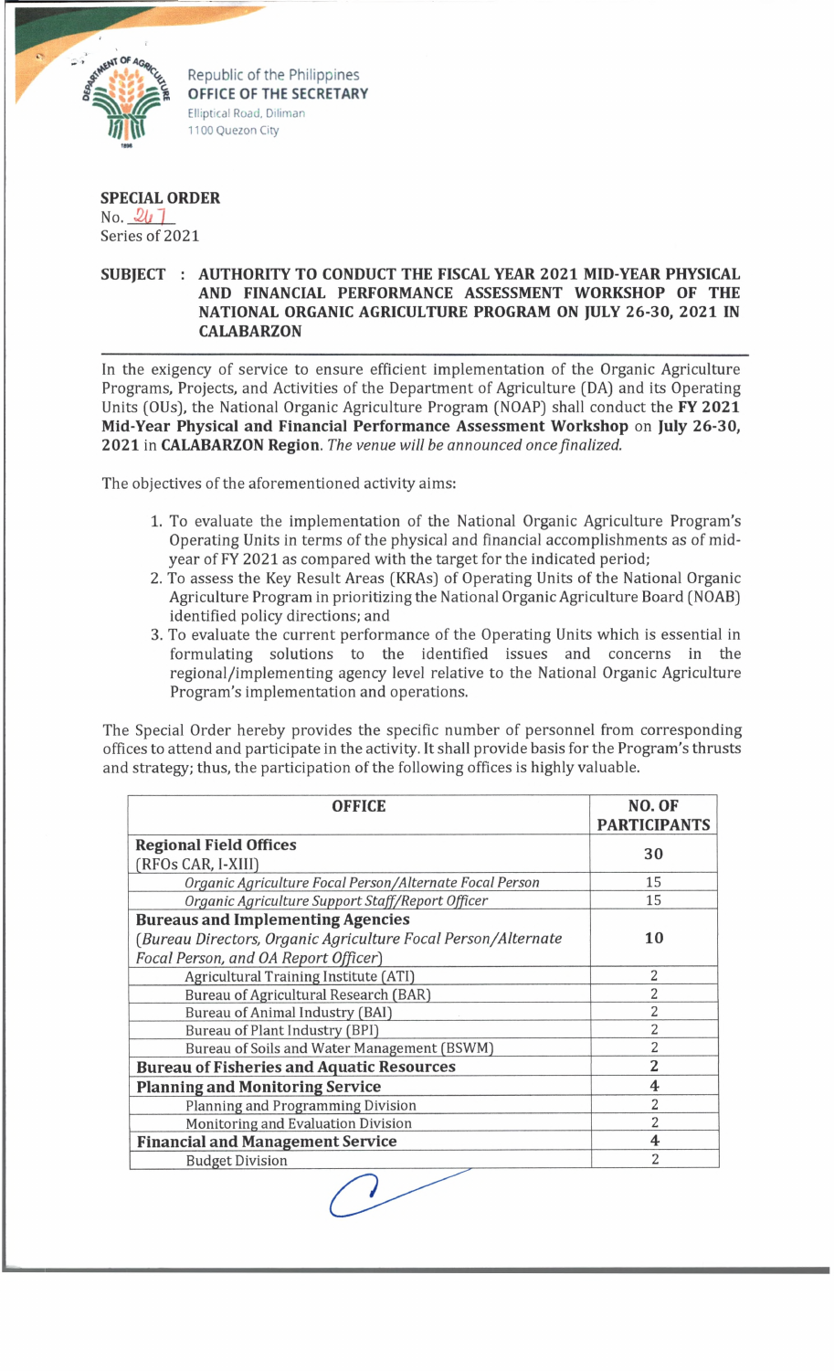Republic of the Philippines
**OFFICE OF THE SECRETARY**
Elliptical Road, Diliman
1100 Quezon City

**SPECIAL ORDER**
No. 267
Series of 2021

**SUBJECT : AUTHORITY TO CONDUCT THE FISCAL YEAR 2021 MID-YEAR PHYSICAL AND FINANCIAL PERFORMANCE ASSESSMENT WORKSHOP OF THE NATIONAL ORGANIC AGRICULTURE PROGRAM ON JULY 26-30, 2021 IN CALABARZON**

In the exigency of service to ensure efficient implementation of the Organic Agriculture Programs, Projects, and Activities of the Department of Agriculture (DA) and its Operating Units (OUs), the National Organic Agriculture Program (NOAP) shall conduct the **FY 2021 Mid-Year Physical and Financial Performance Assessment Workshop** on **July 26-30, 2021** in **CALABARZON Region**. *The venue will be announced once finalized.*

The objectives of the aforementioned activity aims:

1. To evaluate the implementation of the National Organic Agriculture Program's Operating Units in terms of the physical and financial accomplishments as of mid-year of FY 2021 as compared with the target for the indicated period;
2. To assess the Key Result Areas (KRAs) of Operating Units of the National Organic Agriculture Program in prioritizing the National Organic Agriculture Board (NOAB) identified policy directions; and
3. To evaluate the current performance of the Operating Units which is essential in formulating solutions to the identified issues and concerns in the regional/implementing agency level relative to the National Organic Agriculture Program's implementation and operations.

The Special Order hereby provides the specific number of personnel from corresponding offices to attend and participate in the activity. It shall provide basis for the Program's thrusts and strategy; thus, the participation of the following offices is highly valuable.

| OFFICE | NO. OF PARTICIPANTS |
|---|---|
| **Regional Field Offices** (RFOs CAR, I-XIII) | **30** |
| *Organic Agriculture Focal Person/Alternate Focal Person* | 15 |
| *Organic Agriculture Support Staff/Report Officer* | 15 |
| **Bureaus and Implementing Agencies** (*Bureau Directors, Organic Agriculture Focal Person/Alternate Focal Person, and OA Report Officer*) | **10** |
| Agricultural Training Institute (ATI) | 2 |
| Bureau of Agricultural Research (BAR) | 2 |
| Bureau of Animal Industry (BAI) | 2 |
| Bureau of Plant Industry (BPI) | 2 |
| Bureau of Soils and Water Management (BSWM) | 2 |
| **Bureau of Fisheries and Aquatic Resources** | **2** |
| **Planning and Monitoring Service** | **4** |
| Planning and Programming Division | 2 |
| Monitoring and Evaluation Division | 2 |
| **Financial and Management Service** | **4** |
| Budget Division | 2 |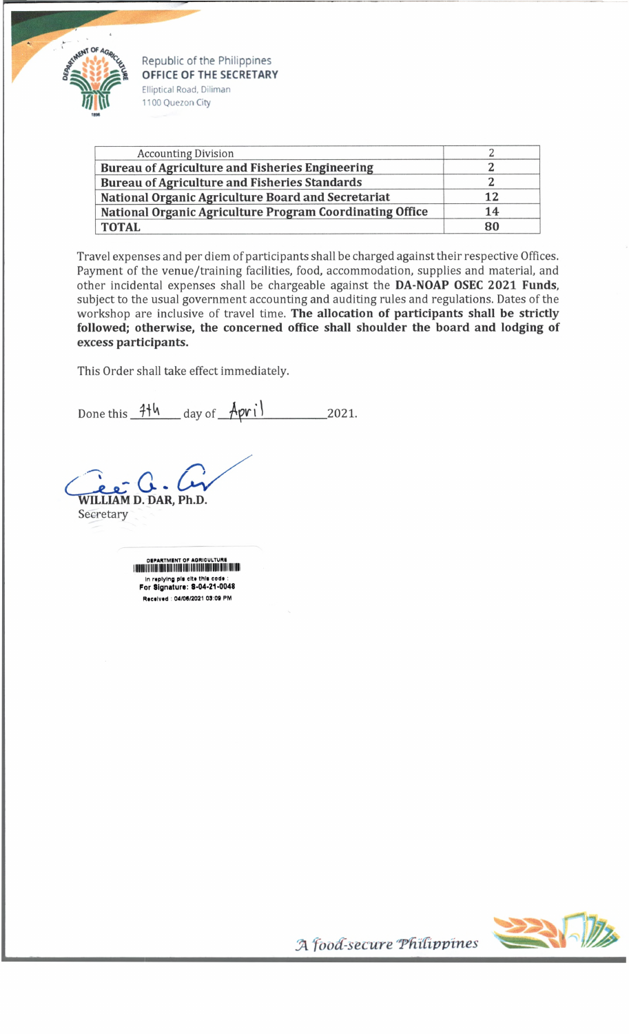Republic of the Philippines
**OFFICE OF THE SECRETARY**
Elliptical Road, Diliman
1100 Quezon City

| | |
|---|---|
| Accounting Division | 2 |
| **Bureau of Agriculture and Fisheries Engineering** | **2** |
| **Bureau of Agriculture and Fisheries Standards** | **2** |
| **National Organic Agriculture Board and Secretariat** | **12** |
| **National Organic Agriculture Program Coordinating Office** | **14** |
| **TOTAL** | **80** |

Travel expenses and per diem of participants shall be charged against their respective Offices. Payment of the venue/training facilities, food, accommodation, supplies and material, and other incidental expenses shall be chargeable against the **DA-NOAP OSEC 2021 Funds**, subject to the usual government accounting and auditing rules and regulations. Dates of the workshop are inclusive of travel time. **The allocation of participants shall be strictly followed; otherwise, the concerned office shall shoulder the board and lodging of excess participants.**

This Order shall take effect immediately.

Done this 7th day of April 2021.

**WILLIAM D. DAR, Ph.D.**
Secretary

DEPARTMENT OF AGRICULTURE
In replying pls cite this code :
For Signature: S-04-21-0048
Received : 04/06/2021 03:09 PM

*A food-secure Philippines*